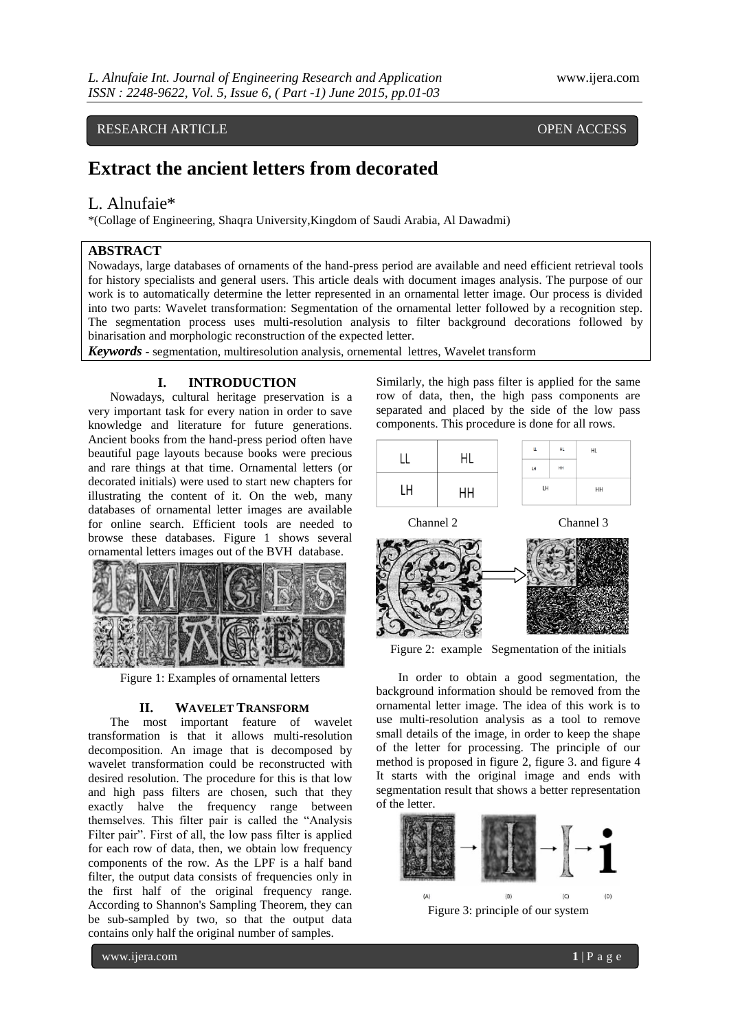RESEARCH ARTICLE OPEN ACCESS

# Extract the ancient letters from decorated

L. Alnufaie*

*(Collage of Engineering, Shaqra University,Kingdom of Saudi Arabia, Al Dawadmi)

## ABSTRACT

Nowadays, large databases of ornaments of the hand-press period are available and need efficient retrieval tools for history specialists and general users. This article deals with document images analysis. The purpose of our work is to automatically determine the letter represented in an ornamental letter image. Our process is divided into two parts: Wavelet transformation: Segmentation of the ornamental letter followed by a recognition step. The segmentation process uses multi-resolution analysis to filter background decorations followed by binarisation and morphologic reconstruction of the expected letter.

***Keywords*** - segmentation, multiresolution analysis, ornemental lettres, Wavelet transform

## I. INTRODUCTION

Nowadays, cultural heritage preservation is a very important task for every nation in order to save knowledge and literature for future generations. Ancient books from the hand-press period often have beautiful page layouts because books were precious and rare things at that time. Ornamental letters (or decorated initials) were used to start new chapters for illustrating the content of it. On the web, many databases of ornamental letter images are available for online search. Efficient tools are needed to browse these databases. Figure 1 shows several ornamental letters images out of the BVH database.

Figure 1: Examples of ornamental letters

## II. WAVELET TRANSFORM

The most important feature of wavelet transformation is that it allows multi-resolution decomposition. An image that is decomposed by wavelet transformation could be reconstructed with desired resolution. The procedure for this is that low and high pass filters are chosen, such that they exactly halve the frequency range between themselves. This filter pair is called the "Analysis Filter pair". First of all, the low pass filter is applied for each row of data, then, we obtain low frequency components of the row. As the LPF is a half band filter, the output data consists of frequencies only in the first half of the original frequency range. According to Shannon's Sampling Theorem, they can be sub-sampled by two, so that the output data contains only half the original number of samples.

Similarly, the high pass filter is applied for the same row of data, then, the high pass components are separated and placed by the side of the low pass components. This procedure is done for all rows.

| LL | HL |
|---|---|
| LH | HH |

Channel 2 Channel 3

Figure 2: example Segmentation of the initials

In order to obtain a good segmentation, the background information should be removed from the ornamental letter image. The idea of this work is to use multi-resolution analysis as a tool to remove small details of the image, in order to keep the shape of the letter for processing. The principle of our method is proposed in figure 2, figure 3. and figure 4 It starts with the original image and ends with segmentation result that shows a better representation of the letter.

Figure 3: principle of our system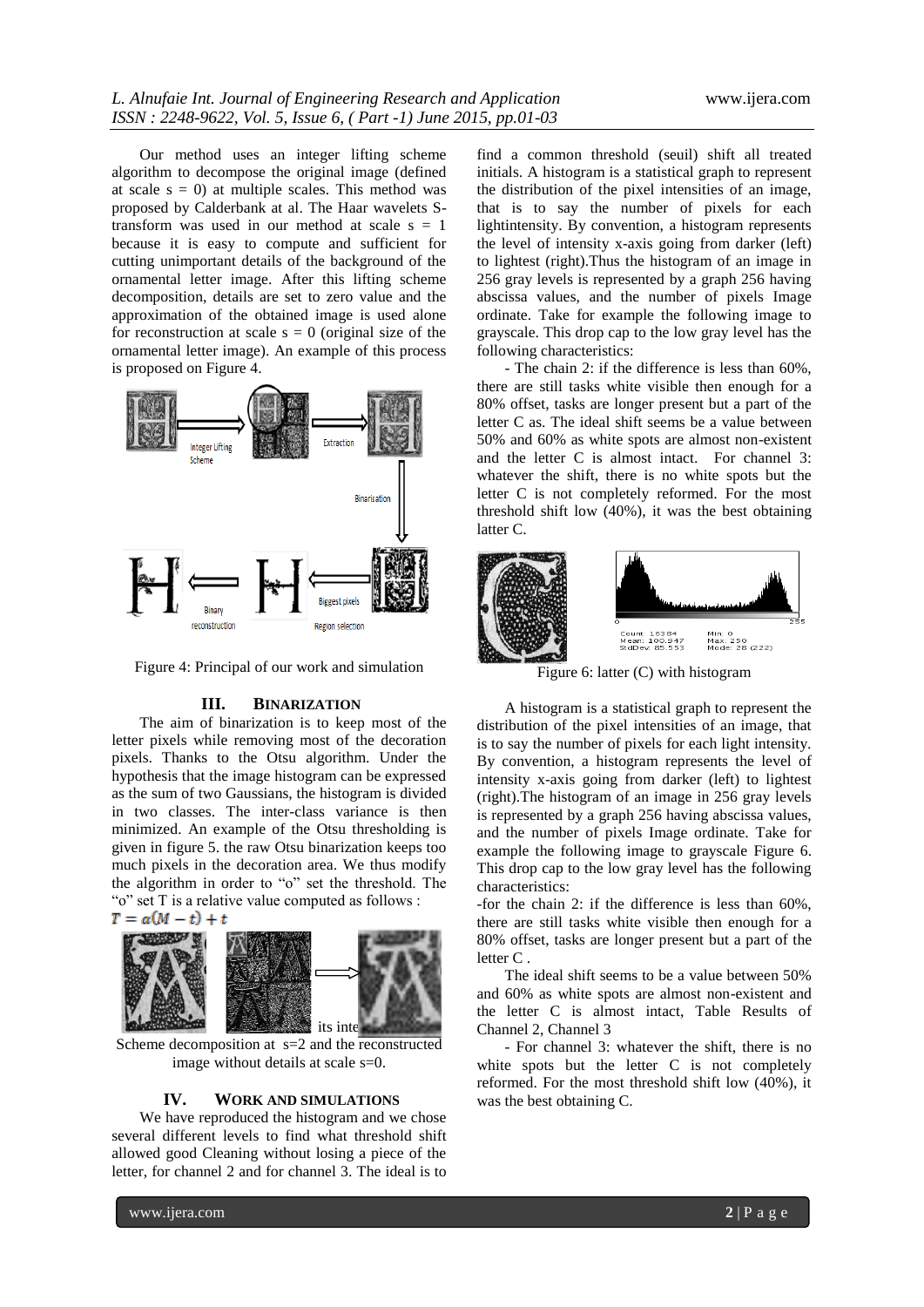Our method uses an integer lifting scheme algorithm to decompose the original image (defined at scale s = 0) at multiple scales. This method was proposed by Calderbank at al. The Haar wavelets S-transform was used in our method at scale s = 1 because it is easy to compute and sufficient for cutting unimportant details of the background of the ornamental letter image. After this lifting scheme decomposition, details are set to zero value and the approximation of the obtained image is used alone for reconstruction at scale s = 0 (original size of the ornamental letter image). An example of this process is proposed on Figure 4.

Figure 4: Principal of our work and simulation

## III. BINARIZATION

The aim of binarization is to keep most of the letter pixels while removing most of the decoration pixels. Thanks to the Otsu algorithm. Under the hypothesis that the image histogram can be expressed as the sum of two Gaussians, the histogram is divided in two classes. The inter-class variance is then minimized. An example of the Otsu thresholding is given in figure 5. the raw Otsu binarization keeps too much pixels in the decoration area. We thus modify the algorithm in order to "o" set the threshold. The "o" set T is a relative value computed as follows :

$$T = \alpha(M - t) + t$$

its inte Scheme decomposition at s=2 and the reconstructed image without details at scale s=0.

## IV. WORK AND SIMULATIONS

We have reproduced the histogram and we chose several different levels to find what threshold shift allowed good Cleaning without losing a piece of the letter, for channel 2 and for channel 3. The ideal is to find a common threshold (seuil) shift all treated initials. A histogram is a statistical graph to represent the distribution of the pixel intensities of an image, that is to say the number of pixels for each lightintensity. By convention, a histogram represents the level of intensity x-axis going from darker (left) to lightest (right).Thus the histogram of an image in 256 gray levels is represented by a graph 256 having abscissa values, and the number of pixels Image ordinate. Take for example the following image to grayscale. This drop cap to the low gray level has the following characteristics:

- The chain 2: if the difference is less than 60%, there are still tasks white visible then enough for a 80% offset, tasks are longer present but a part of the letter C as. The ideal shift seems be a value between 50% and 60% as white spots are almost non-existent and the letter C is almost intact. For channel 3: whatever the shift, there is no white spots but the letter C is not completely reformed. For the most threshold shift low (40%), it was the best obtaining latter C.

Count: 16384 Mean: 100.947 StdDev: 85.553 Min: 0 Max: 250 Mode: 28 (222)

Figure 6: latter (C) with histogram

A histogram is a statistical graph to represent the distribution of the pixel intensities of an image, that is to say the number of pixels for each light intensity. By convention, a histogram represents the level of intensity x-axis going from darker (left) to lightest (right).The histogram of an image in 256 gray levels is represented by a graph 256 having abscissa values, and the number of pixels Image ordinate. Take for example the following image to grayscale Figure 6. This drop cap to the low gray level has the following characteristics:

-for the chain 2: if the difference is less than 60%, there are still tasks white visible then enough for a 80% offset, tasks are longer present but a part of the letter C .

The ideal shift seems to be a value between 50% and 60% as white spots are almost non-existent and the letter C is almost intact, Table Results of Channel 2, Channel 3

- For channel 3: whatever the shift, there is no white spots but the letter C is not completely reformed. For the most threshold shift low (40%), it was the best obtaining C.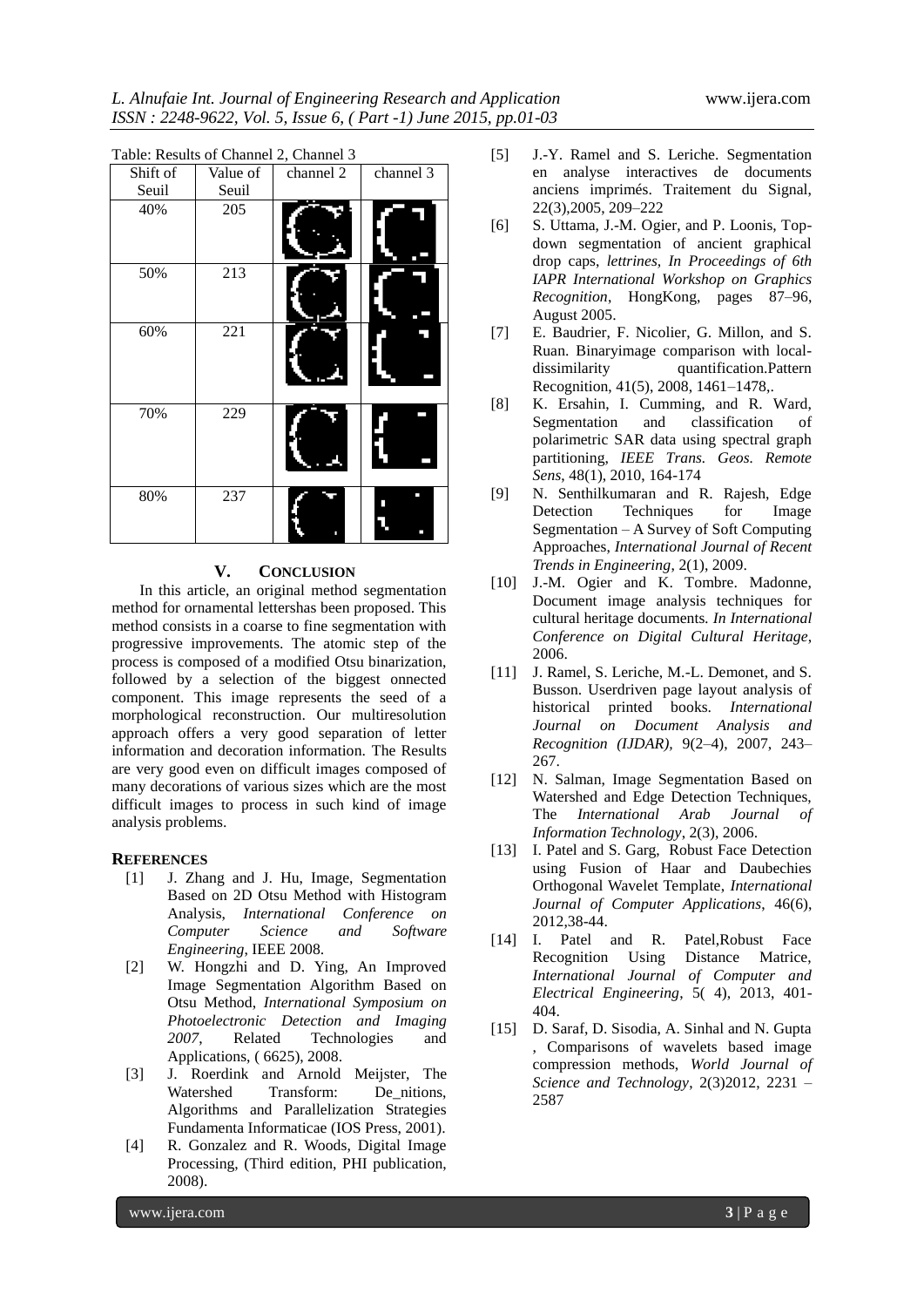Table: Results of Channel 2, Channel 3

| Shift of Seuil | Value of Seuil | channel 2 | channel 3 |
| --- | --- | --- | --- |
| 40% | 205 | | |
| 50% | 213 | | |
| 60% | 221 | | |
| 70% | 229 | | |
| 80% | 237 | | |

## V. CONCLUSION

In this article, an original method segmentation method for ornamental lettershas been proposed. This method consists in a coarse to fine segmentation with progressive improvements. The atomic step of the process is composed of a modified Otsu binarization, followed by a selection of the biggest onnected component. This image represents the seed of a morphological reconstruction. Our multiresolution approach offers a very good separation of letter information and decoration information. The Results are very good even on difficult images composed of many decorations of various sizes which are the most difficult images to process in such kind of image analysis problems.

## REFERENCES

[1] J. Zhang and J. Hu, Image, Segmentation Based on 2D Otsu Method with Histogram Analysis, *International Conference on Computer Science and Software Engineering*, IEEE 2008.

[2] W. Hongzhi and D. Ying, An Improved Image Segmentation Algorithm Based on Otsu Method, *International Symposium on Photoelectronic Detection and Imaging 2007*, Related Technologies and Applications, ( 6625), 2008.

[3] J. Roerdink and Arnold Meijster, The Watershed Transform: De_nitions, Algorithms and Parallelization Strategies Fundamenta Informaticae (IOS Press, 2001).

[4] R. Gonzalez and R. Woods, Digital Image Processing, (Third edition, PHI publication, 2008).

[5] J.-Y. Ramel and S. Leriche. Segmentation en analyse interactives de documents anciens imprimés. Traitement du Signal, 22(3),2005, 209–222

[6] S. Uttama, J.-M. Ogier, and P. Loonis, Top-down segmentation of ancient graphical drop caps, *lettrines, In Proceedings of 6th IAPR International Workshop on Graphics Recognition*, HongKong, pages 87–96, August 2005.

[7] E. Baudrier, F. Nicolier, G. Millon, and S. Ruan. Binaryimage comparison with local-dissimilarity quantification.Pattern Recognition, 41(5), 2008, 1461–1478,.

[8] K. Ersahin, I. Cumming, and R. Ward, Segmentation and classification of polarimetric SAR data using spectral graph partitioning, *IEEE Trans. Geos. Remote Sens*, 48(1), 2010, 164-174

[9] N. Senthilkumaran and R. Rajesh, Edge Detection Techniques for Image Segmentation – A Survey of Soft Computing Approaches, *International Journal of Recent Trends in Engineering*, 2(1), 2009.

[10] J.-M. Ogier and K. Tombre. Madonne, Document image analysis techniques for cultural heritage documents. *In International Conference on Digital Cultural Heritage*, 2006.

[11] J. Ramel, S. Leriche, M.-L. Demonet, and S. Busson. Userdriven page layout analysis of historical printed books. *International Journal on Document Analysis and Recognition (IJDAR)*, 9(2–4), 2007, 243–267.

[12] N. Salman, Image Segmentation Based on Watershed and Edge Detection Techniques, The *International Arab Journal of Information Technology*, 2(3), 2006.

[13] I. Patel and S. Garg, Robust Face Detection using Fusion of Haar and Daubechies Orthogonal Wavelet Template, *International Journal of Computer Applications*, 46(6), 2012,38-44.

[14] I. Patel and R. Patel,Robust Face Recognition Using Distance Matrice, *International Journal of Computer and Electrical Engineering*, 5( 4), 2013, 401-404.

[15] D. Saraf, D. Sisodia, A. Sinhal and N. Gupta , Comparisons of wavelets based image compression methods, *World Journal of Science and Technology*, 2(3)2012, 2231 – 2587